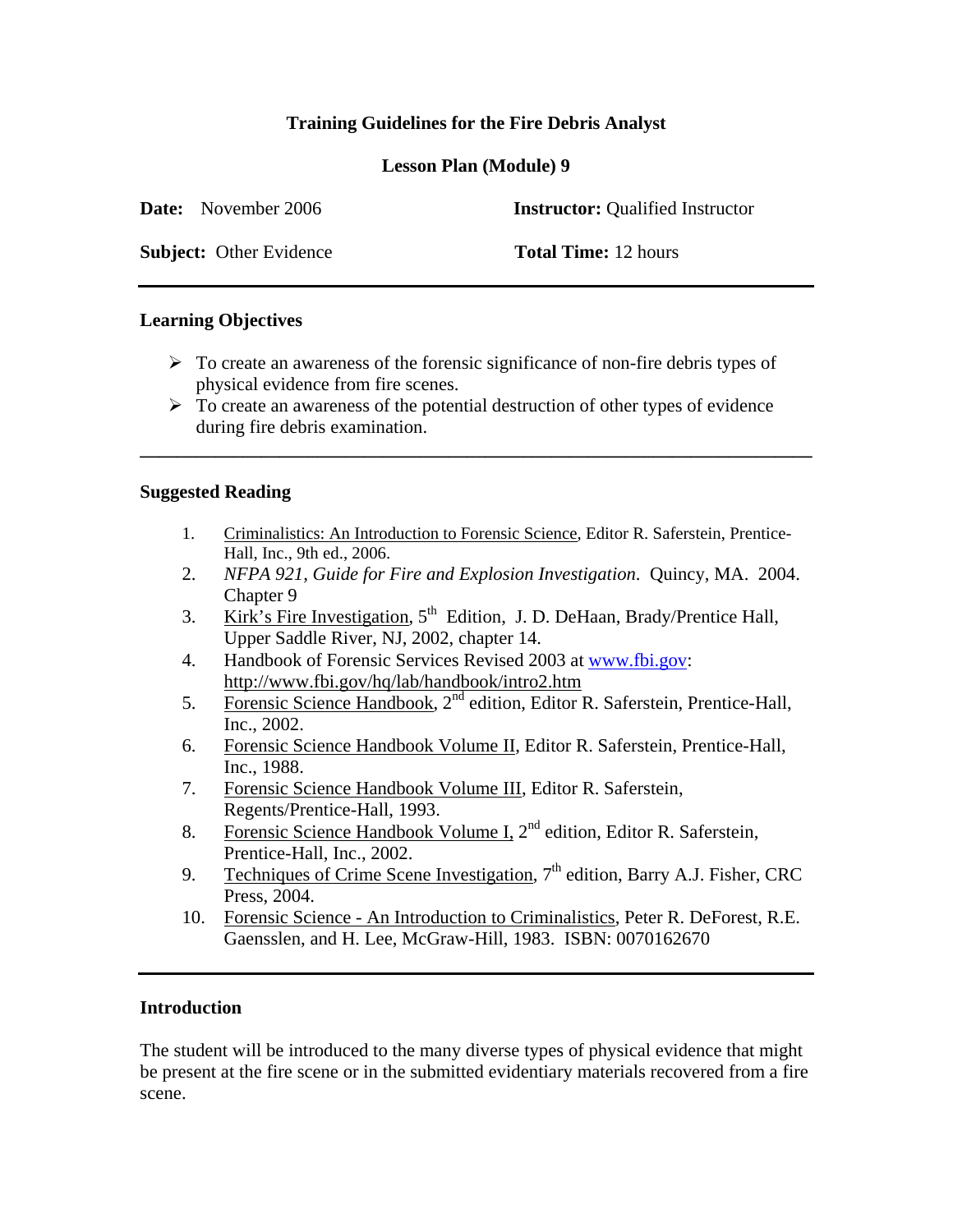**Training Guidelines for the Fire Debris Analyst**

**Lesson Plan (Module) 9**

**Date:** November 2006 **Instructor:** Qualified Instructor

**Subject:** Other Evidence **Total Time:** 12 hours

---

## Learning Objectives

- To create an awareness of the forensic significance of non-fire debris types of physical evidence from fire scenes.
- To create an awareness of the potential destruction of other types of evidence during fire debris examination.

---

## Suggested Reading

1. Criminalistics: An Introduction to Forensic Science, Editor R. Saferstein, Prentice-Hall, Inc., 9th ed., 2006.
2. *NFPA 921, Guide for Fire and Explosion Investigation*. Quincy, MA. 2004. Chapter 9
3. Kirk's Fire Investigation, 5th Edition, J. D. DeHaan, Brady/Prentice Hall, Upper Saddle River, NJ, 2002, chapter 14.
4. Handbook of Forensic Services Revised 2003 at www.fbi.gov: http://www.fbi.gov/hq/lab/handbook/intro2.htm
5. Forensic Science Handbook, 2nd edition, Editor R. Saferstein, Prentice-Hall, Inc., 2002.
6. Forensic Science Handbook Volume II, Editor R. Saferstein, Prentice-Hall, Inc., 1988.
7. Forensic Science Handbook Volume III, Editor R. Saferstein, Regents/Prentice-Hall, 1993.
8. Forensic Science Handbook Volume I, 2nd edition, Editor R. Saferstein, Prentice-Hall, Inc., 2002.
9. Techniques of Crime Scene Investigation, 7th edition, Barry A.J. Fisher, CRC Press, 2004.
10. Forensic Science - An Introduction to Criminalistics, Peter R. DeForest, R.E. Gaensslen, and H. Lee, McGraw-Hill, 1983. ISBN: 0070162670

---

## Introduction

The student will be introduced to the many diverse types of physical evidence that might be present at the fire scene or in the submitted evidentiary materials recovered from a fire scene.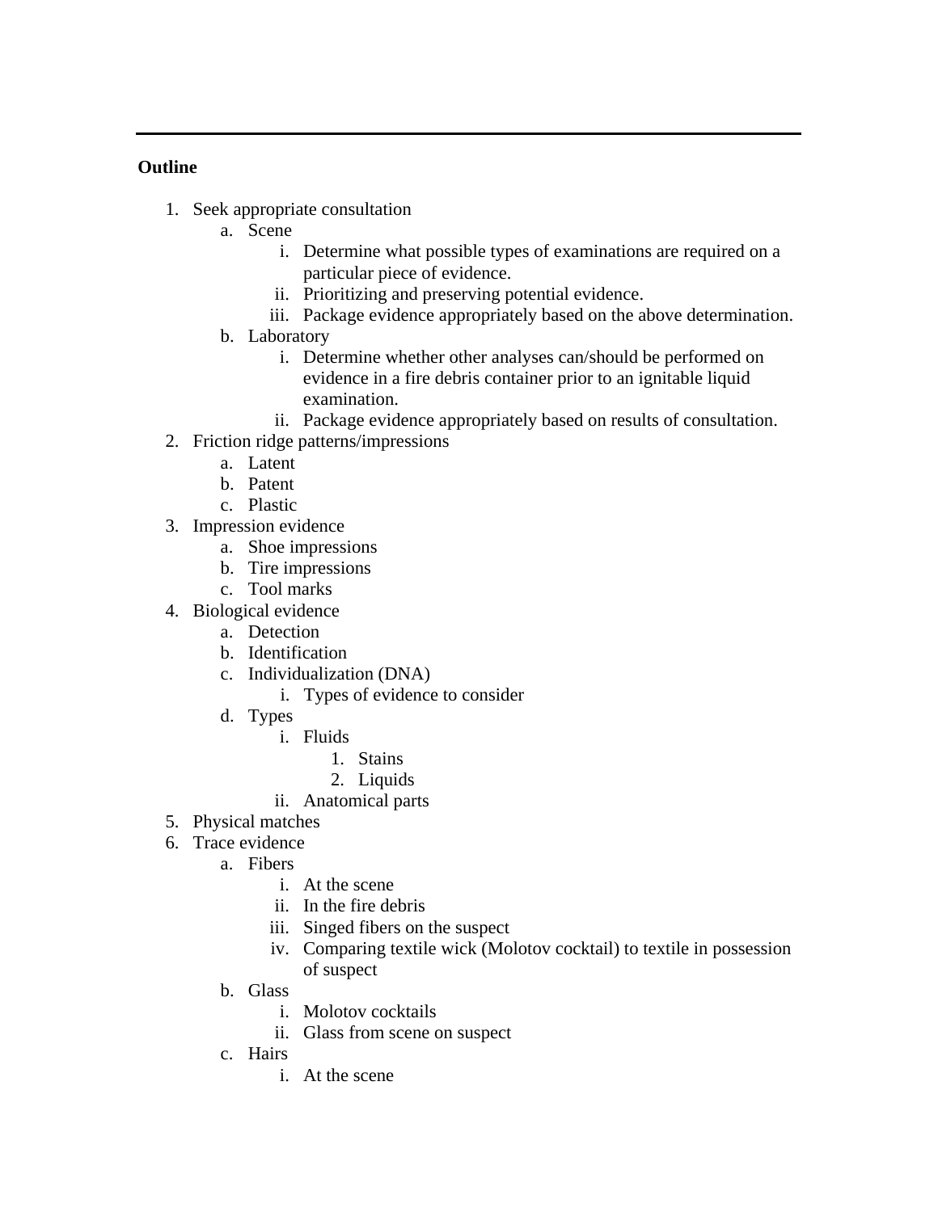**Outline**

1. Seek appropriate consultation
    a. Scene
        i. Determine what possible types of examinations are required on a particular piece of evidence.
        ii. Prioritizing and preserving potential evidence.
        iii. Package evidence appropriately based on the above determination.
    b. Laboratory
        i. Determine whether other analyses can/should be performed on evidence in a fire debris container prior to an ignitable liquid examination.
        ii. Package evidence appropriately based on results of consultation.
2. Friction ridge patterns/impressions
    a. Latent
    b. Patent
    c. Plastic
3. Impression evidence
    a. Shoe impressions
    b. Tire impressions
    c. Tool marks
4. Biological evidence
    a. Detection
    b. Identification
    c. Individualization (DNA)
        i. Types of evidence to consider
    d. Types
        i. Fluids
            1. Stains
            2. Liquids
        ii. Anatomical parts
5. Physical matches
6. Trace evidence
    a. Fibers
        i. At the scene
        ii. In the fire debris
        iii. Singed fibers on the suspect
        iv. Comparing textile wick (Molotov cocktail) to textile in possession of suspect
    b. Glass
        i. Molotov cocktails
        ii. Glass from scene on suspect
    c. Hairs
        i. At the scene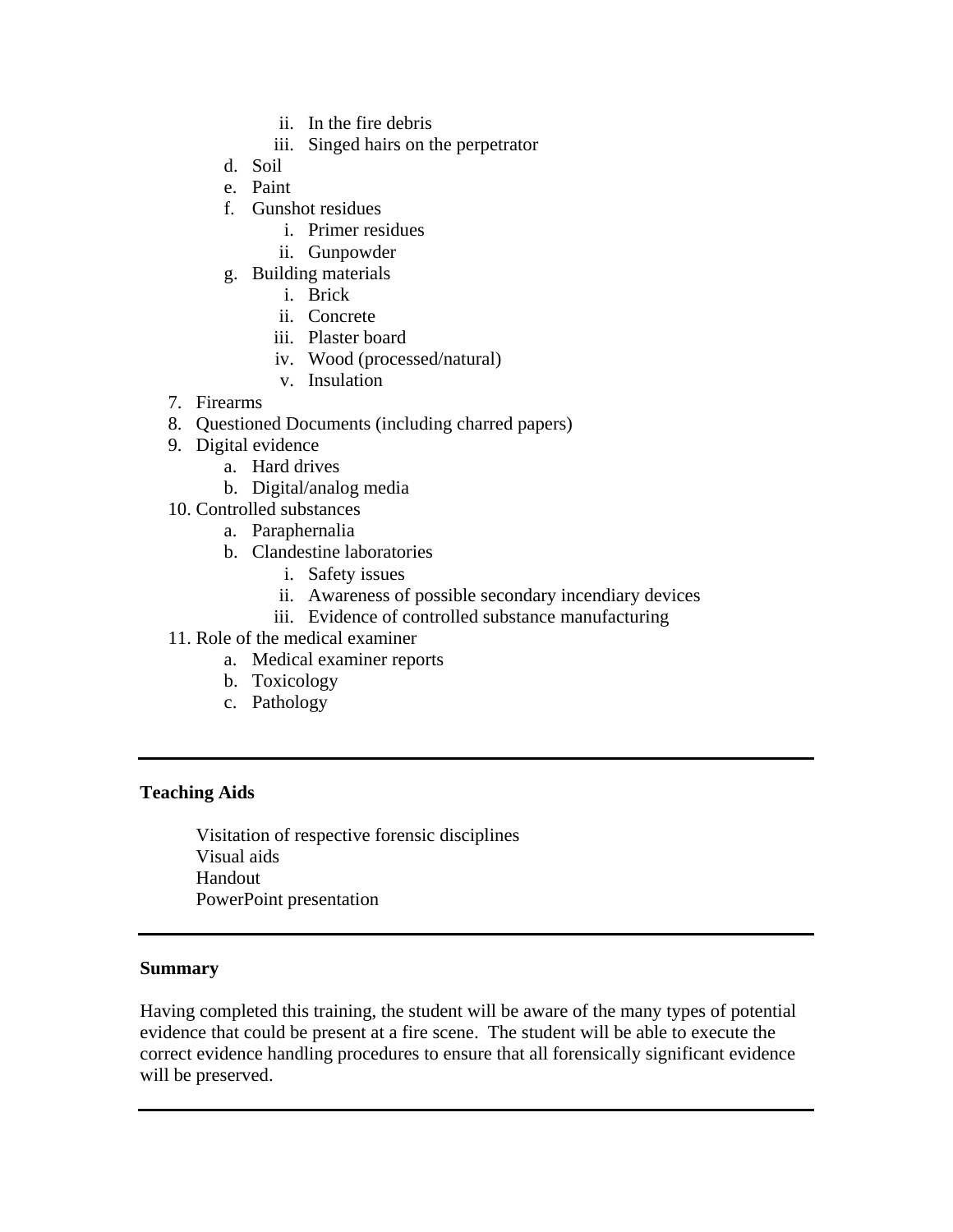ii. In the fire debris
         iii. Singed hairs on the perpetrator
      d. Soil
      e. Paint
      f. Gunshot residues
         i. Primer residues
         ii. Gunpowder
      g. Building materials
         i. Brick
         ii. Concrete
         iii. Plaster board
         iv. Wood (processed/natural)
         v. Insulation

7. Firearms
8. Questioned Documents (including charred papers)
9. Digital evidence
   a. Hard drives
   b. Digital/analog media
10. Controlled substances
    a. Paraphernalia
    b. Clandestine laboratories
       i. Safety issues
       ii. Awareness of possible secondary incendiary devices
       iii. Evidence of controlled substance manufacturing
11. Role of the medical examiner
    a. Medical examiner reports
    b. Toxicology
    c. Pathology

---

**Teaching Aids**

Visitation of respective forensic disciplines
Visual aids
Handout
PowerPoint presentation

---

**Summary**

Having completed this training, the student will be aware of the many types of potential evidence that could be present at a fire scene. The student will be able to execute the correct evidence handling procedures to ensure that all forensically significant evidence will be preserved.

---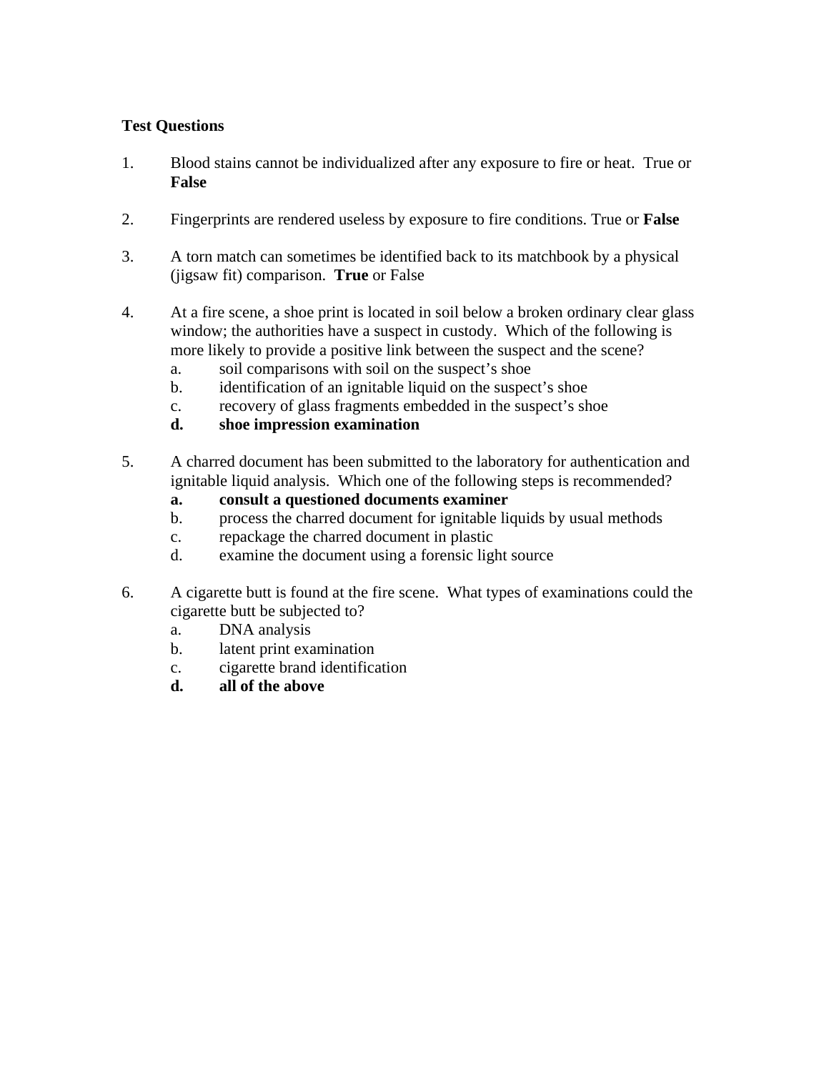**Test Questions**

1. Blood stains cannot be individualized after any exposure to fire or heat. True or **False**

2. Fingerprints are rendered useless by exposure to fire conditions. True or **False**

3. A torn match can sometimes be identified back to its matchbook by a physical (jigsaw fit) comparison. **True** or False

4. At a fire scene, a shoe print is located in soil below a broken ordinary clear glass window; the authorities have a suspect in custody. Which of the following is more likely to provide a positive link between the suspect and the scene?
   a. soil comparisons with soil on the suspect's shoe
   b. identification of an ignitable liquid on the suspect's shoe
   c. recovery of glass fragments embedded in the suspect's shoe
   **d. shoe impression examination**

5. A charred document has been submitted to the laboratory for authentication and ignitable liquid analysis. Which one of the following steps is recommended?
   **a. consult a questioned documents examiner**
   b. process the charred document for ignitable liquids by usual methods
   c. repackage the charred document in plastic
   d. examine the document using a forensic light source

6. A cigarette butt is found at the fire scene. What types of examinations could the cigarette butt be subjected to?
   a. DNA analysis
   b. latent print examination
   c. cigarette brand identification
   **d. all of the above**